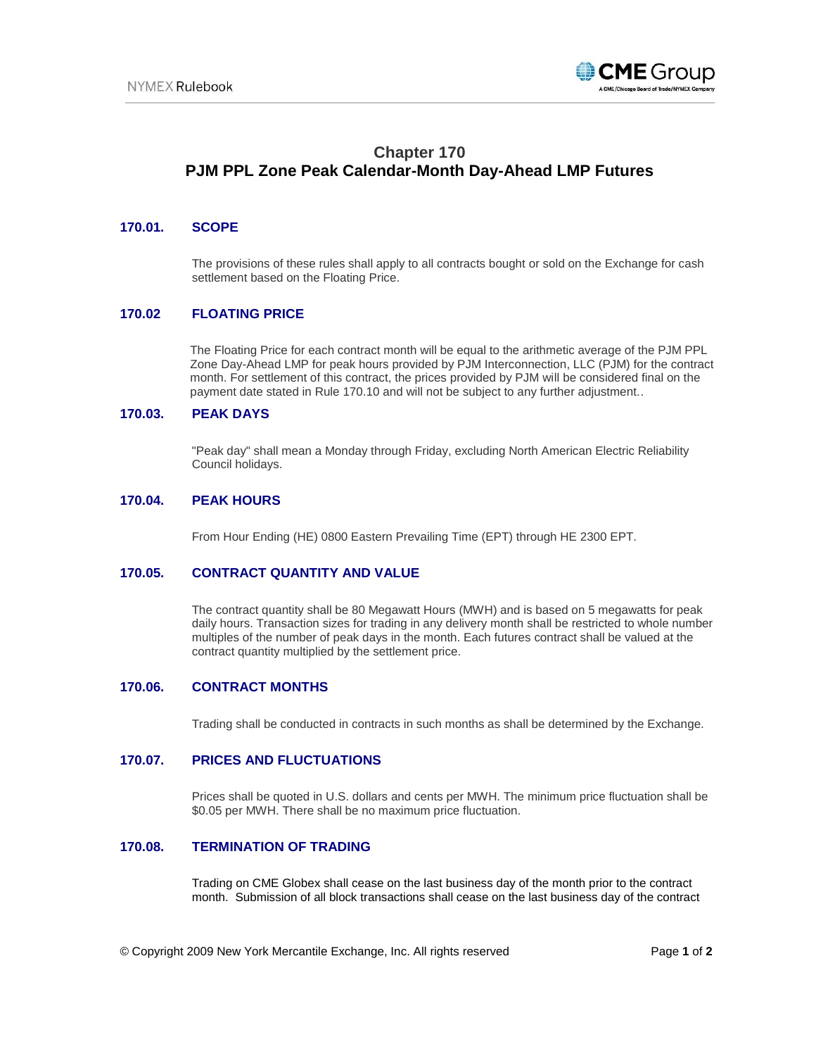# Chapter 170
# PJM PPL Zone Peak Calendar-Month Day-Ahead LMP Futures

## 170.01. SCOPE

The provisions of these rules shall apply to all contracts bought or sold on the Exchange for cash settlement based on the Floating Price.

## 170.02 FLOATING PRICE

The Floating Price for each contract month will be equal to the arithmetic average of the PJM PPL Zone Day-Ahead LMP for peak hours provided by PJM Interconnection, LLC (PJM) for the contract month. For settlement of this contract, the prices provided by PJM will be considered final on the payment date stated in Rule 170.10 and will not be subject to any further adjustment..

## 170.03. PEAK DAYS

"Peak day" shall mean a Monday through Friday, excluding North American Electric Reliability Council holidays.

## 170.04. PEAK HOURS

From Hour Ending (HE) 0800 Eastern Prevailing Time (EPT) through HE 2300 EPT.

## 170.05. CONTRACT QUANTITY AND VALUE

The contract quantity shall be 80 Megawatt Hours (MWH) and is based on 5 megawatts for peak daily hours. Transaction sizes for trading in any delivery month shall be restricted to whole number multiples of the number of peak days in the month. Each futures contract shall be valued at the contract quantity multiplied by the settlement price.

## 170.06. CONTRACT MONTHS

Trading shall be conducted in contracts in such months as shall be determined by the Exchange.

## 170.07. PRICES AND FLUCTUATIONS

Prices shall be quoted in U.S. dollars and cents per MWH. The minimum price fluctuation shall be $0.05 per MWH. There shall be no maximum price fluctuation.

## 170.08. TERMINATION OF TRADING

Trading on CME Globex shall cease on the last business day of the month prior to the contract month. Submission of all block transactions shall cease on the last business day of the contract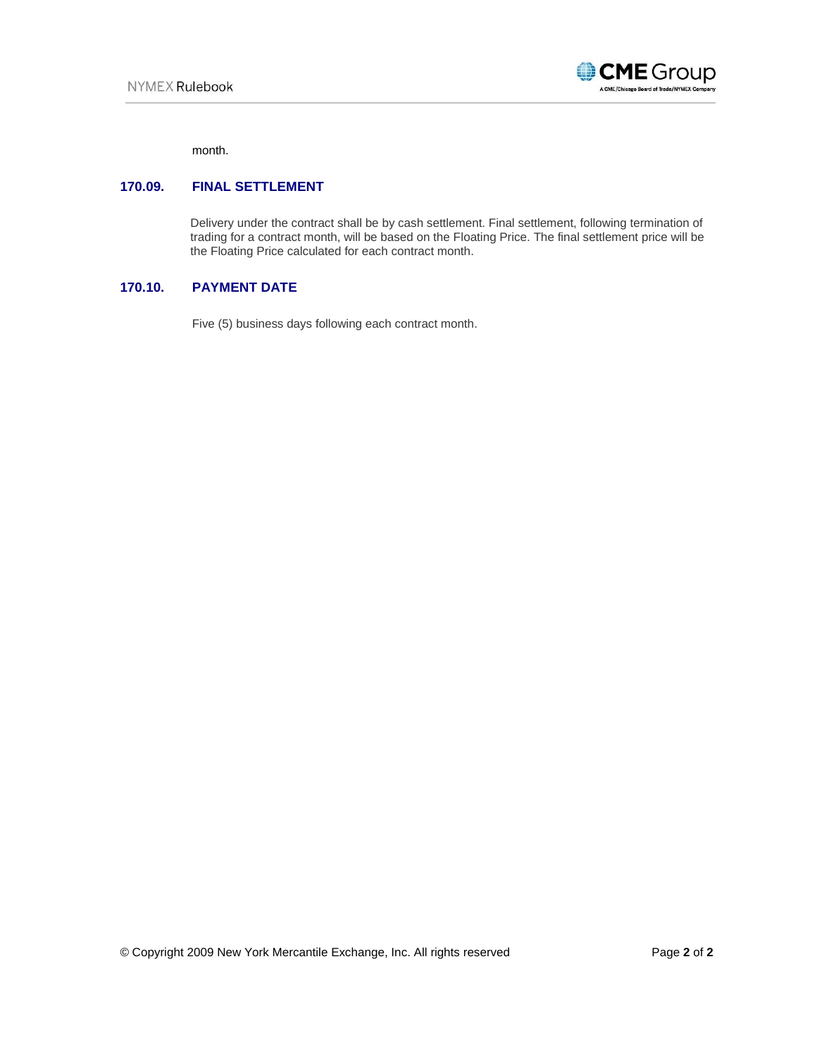month.

## 170.09. FINAL SETTLEMENT

Delivery under the contract shall be by cash settlement. Final settlement, following termination of trading for a contract month, will be based on the Floating Price. The final settlement price will be the Floating Price calculated for each contract month.

## 170.10. PAYMENT DATE

Five (5) business days following each contract month.